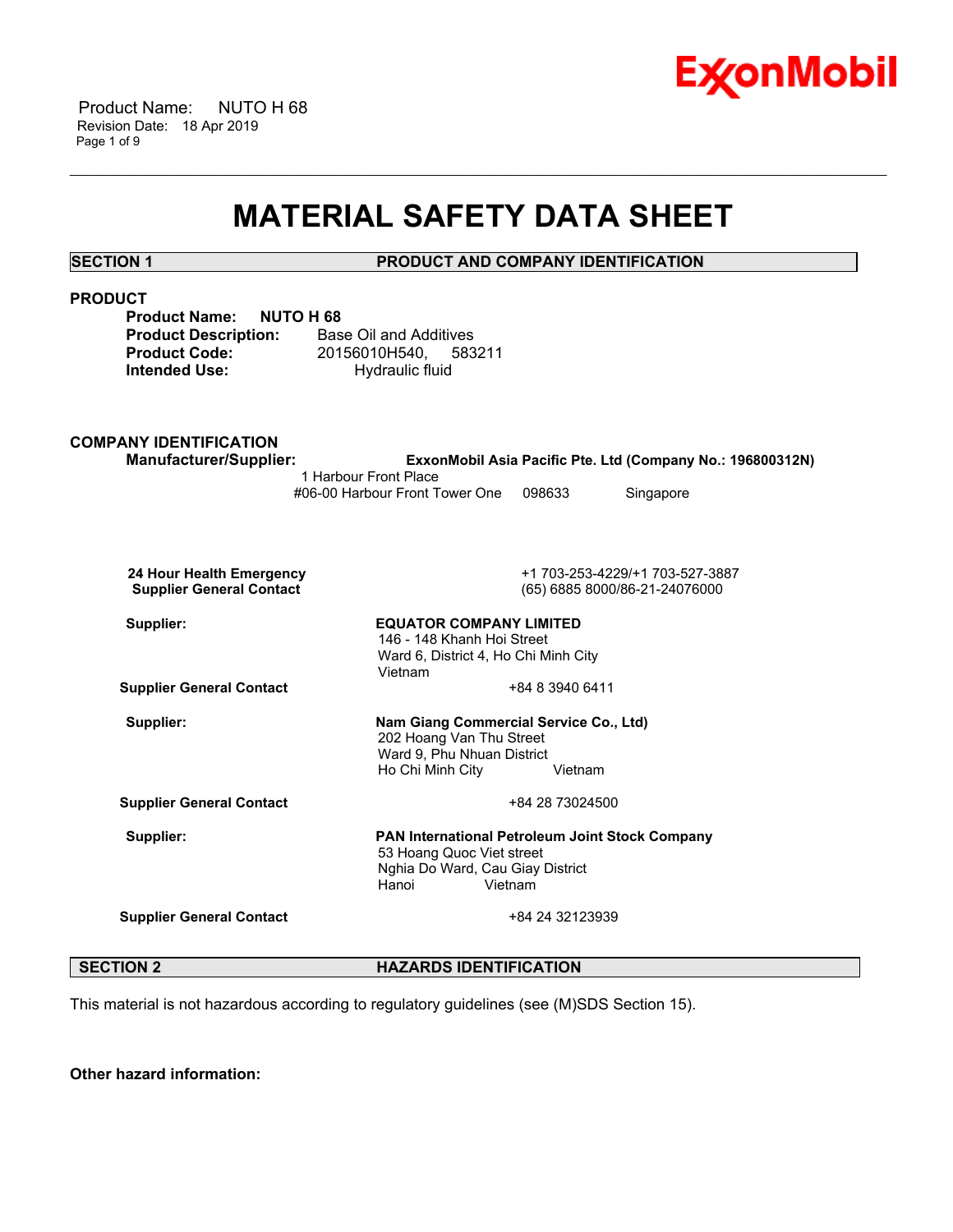# MATERIAL SAFETY DATA SHEET

## SECTION 1 PRODUCT AND COMPANY IDENTIFICATION

### PRODUCT

**Product Name:** **NUTO H 68**
**Product Description:** Base Oil and Additives
**Product Code:** 20156010H540, 583211
**Intended Use:** Hydraulic fluid

### COMPANY IDENTIFICATION

**Manufacturer/Supplier:** **ExxonMobil Asia Pacific Pte. Ltd (Company No.: 196800312N)**
1 Harbour Front Place
#06-00 Harbour Front Tower One 098633 Singapore

**24 Hour Health Emergency** +1 703-253-4229/+1 703-527-3887
**Supplier General Contact** (65) 6885 8000/86-21-24076000

**Supplier:** **EQUATOR COMPANY LIMITED**
146 - 148 Khanh Hoi Street
Ward 6, District 4, Ho Chi Minh City
Vietnam

**Supplier General Contact** +84 8 3940 6411

**Supplier:** **Nam Giang Commercial Service Co., Ltd)**
202 Hoang Van Thu Street
Ward 9, Phu Nhuan District
Ho Chi Minh City Vietnam

**Supplier General Contact** +84 28 73024500

**Supplier:** **PAN International Petroleum Joint Stock Company**
53 Hoang Quoc Viet street
Nghia Do Ward, Cau Giay District
Hanoi Vietnam

**Supplier General Contact** +84 24 32123939

## SECTION 2 HAZARDS IDENTIFICATION

This material is not hazardous according to regulatory guidelines (see (M)SDS Section 15).

**Other hazard information:**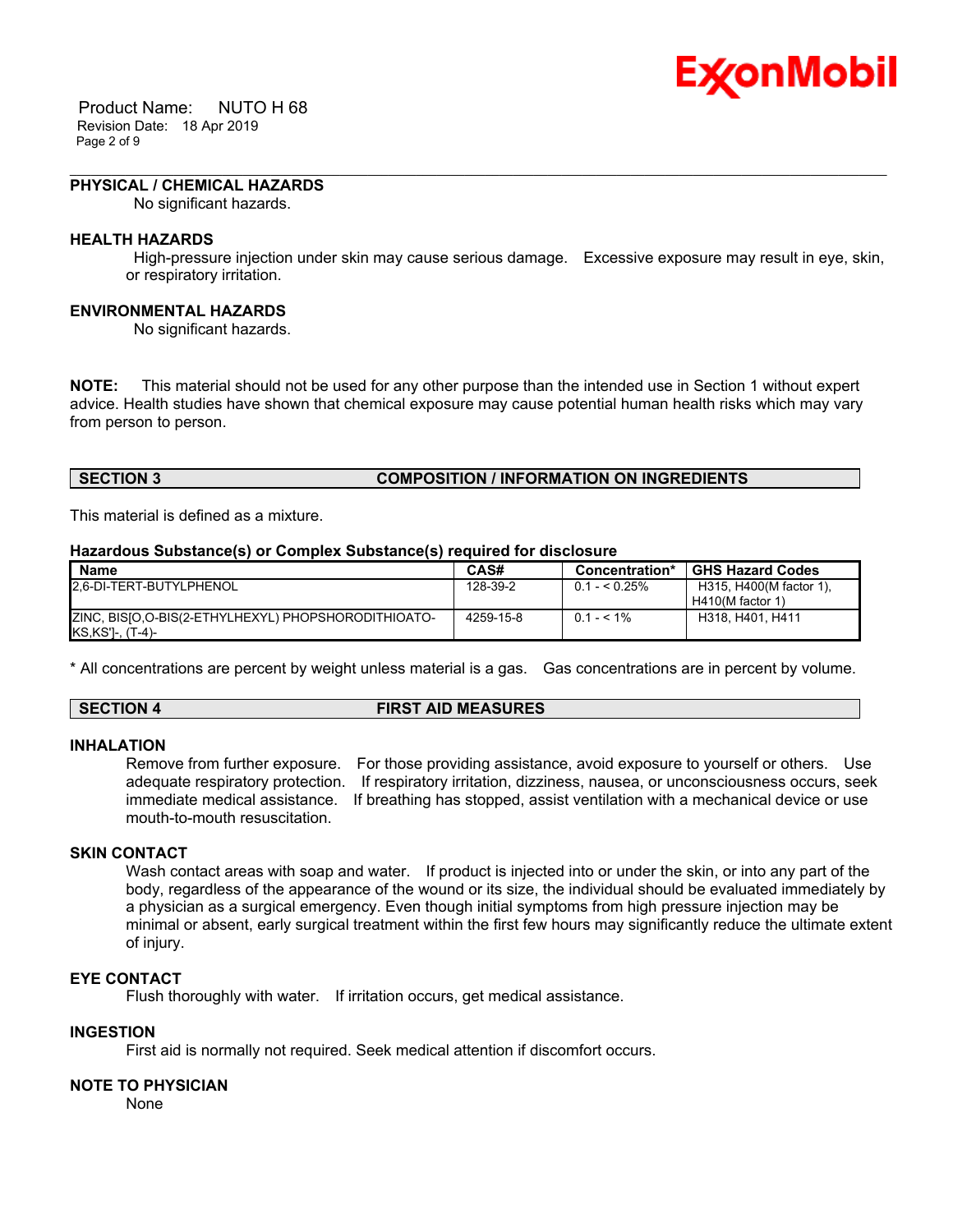### PHYSICAL / CHEMICAL HAZARDS

No significant hazards.

### HEALTH HAZARDS

High-pressure injection under skin may cause serious damage. Excessive exposure may result in eye, skin, or respiratory irritation.

### ENVIRONMENTAL HAZARDS

No significant hazards.

**NOTE:** This material should not be used for any other purpose than the intended use in Section 1 without expert advice. Health studies have shown that chemical exposure may cause potential human health risks which may vary from person to person.

## SECTION 3 COMPOSITION / INFORMATION ON INGREDIENTS

This material is defined as a mixture.

**Hazardous Substance(s) or Complex Substance(s) required for disclosure**

| Name | CAS# | Concentration* | GHS Hazard Codes |
| --- | --- | --- | --- |
| 2,6-DI-TERT-BUTYLPHENOL | 128-39-2 | 0.1 - < 0.25% | H315, H400(M factor 1), H410(M factor 1) |
| ZINC, BIS[O,O-BIS(2-ETHYLHEXYL) PHOPSHORODITHIOATO-KS,KS']-, (T-4)- | 4259-15-8 | 0.1 - < 1% | H318, H401, H411 |

* All concentrations are percent by weight unless material is a gas. Gas concentrations are in percent by volume.

## SECTION 4 FIRST AID MEASURES

### INHALATION

Remove from further exposure. For those providing assistance, avoid exposure to yourself or others. Use adequate respiratory protection. If respiratory irritation, dizziness, nausea, or unconsciousness occurs, seek immediate medical assistance. If breathing has stopped, assist ventilation with a mechanical device or use mouth-to-mouth resuscitation.

### SKIN CONTACT

Wash contact areas with soap and water. If product is injected into or under the skin, or into any part of the body, regardless of the appearance of the wound or its size, the individual should be evaluated immediately by a physician as a surgical emergency. Even though initial symptoms from high pressure injection may be minimal or absent, early surgical treatment within the first few hours may significantly reduce the ultimate extent of injury.

### EYE CONTACT

Flush thoroughly with water. If irritation occurs, get medical assistance.

### INGESTION

First aid is normally not required. Seek medical attention if discomfort occurs.

### NOTE TO PHYSICIAN

None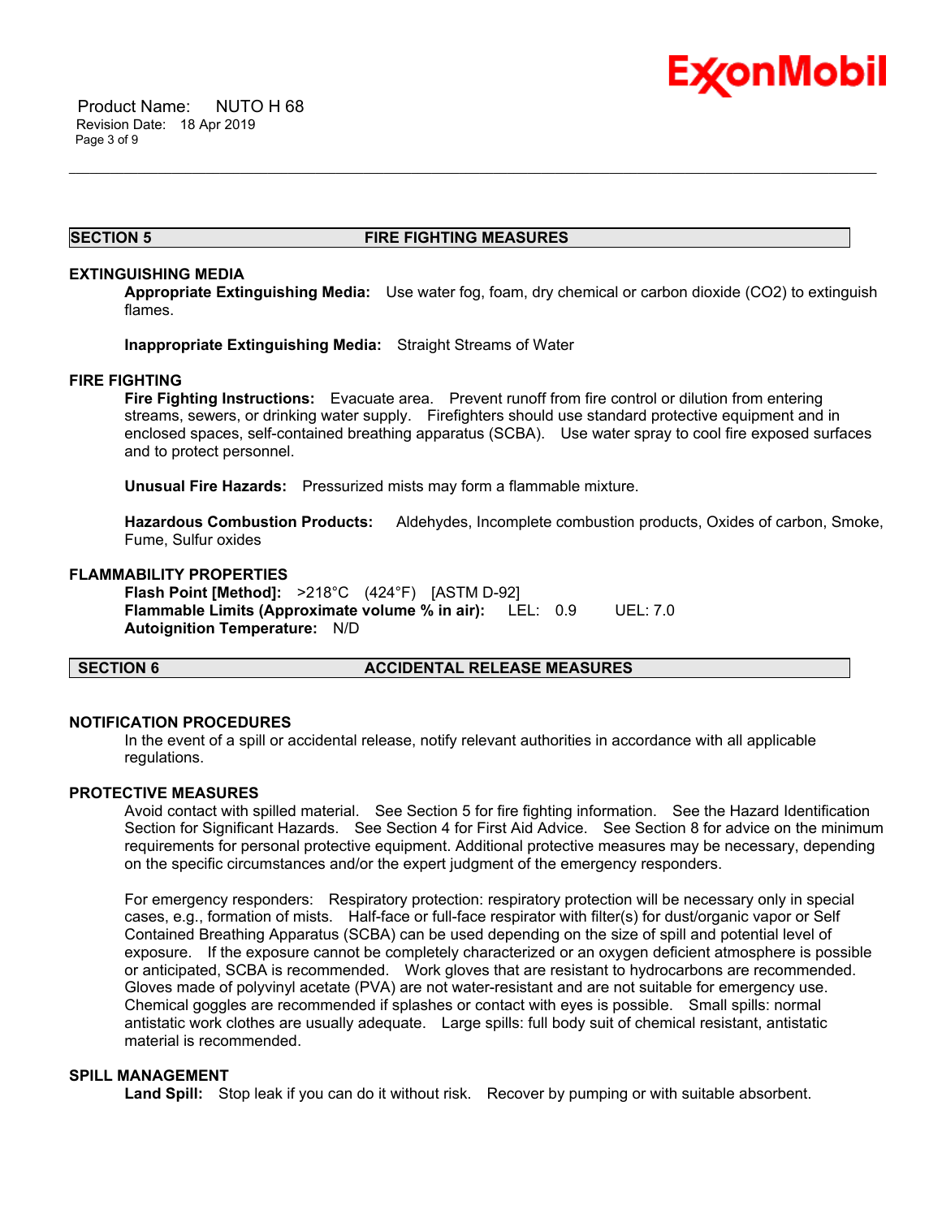## SECTION 5 FIRE FIGHTING MEASURES

### EXTINGUISHING MEDIA

**Appropriate Extinguishing Media:** Use water fog, foam, dry chemical or carbon dioxide ($CO_2$) to extinguish flames.

**Inappropriate Extinguishing Media:** Straight Streams of Water

### FIRE FIGHTING

**Fire Fighting Instructions:** Evacuate area. Prevent runoff from fire control or dilution from entering streams, sewers, or drinking water supply. Firefighters should use standard protective equipment and in enclosed spaces, self-contained breathing apparatus (SCBA). Use water spray to cool fire exposed surfaces and to protect personnel.

**Unusual Fire Hazards:** Pressurized mists may form a flammable mixture.

**Hazardous Combustion Products:** Aldehydes, Incomplete combustion products, Oxides of carbon, Smoke, Fume, Sulfur oxides

### FLAMMABILITY PROPERTIES

**Flash Point [Method]:** >218°C (424°F) [ASTM D-92]
**Flammable Limits (Approximate volume % in air):** LEL: 0.9 UEL: 7.0
**Autoignition Temperature:** N/D

## SECTION 6 ACCIDENTAL RELEASE MEASURES

### NOTIFICATION PROCEDURES

In the event of a spill or accidental release, notify relevant authorities in accordance with all applicable regulations.

### PROTECTIVE MEASURES

Avoid contact with spilled material. See Section 5 for fire fighting information. See the Hazard Identification Section for Significant Hazards. See Section 4 for First Aid Advice. See Section 8 for advice on the minimum requirements for personal protective equipment. Additional protective measures may be necessary, depending on the specific circumstances and/or the expert judgment of the emergency responders.

For emergency responders: Respiratory protection: respiratory protection will be necessary only in special cases, e.g., formation of mists. Half-face or full-face respirator with filter(s) for dust/organic vapor or Self Contained Breathing Apparatus (SCBA) can be used depending on the size of spill and potential level of exposure. If the exposure cannot be completely characterized or an oxygen deficient atmosphere is possible or anticipated, SCBA is recommended. Work gloves that are resistant to hydrocarbons are recommended. Gloves made of polyvinyl acetate (PVA) are not water-resistant and are not suitable for emergency use. Chemical goggles are recommended if splashes or contact with eyes is possible. Small spills: normal antistatic work clothes are usually adequate. Large spills: full body suit of chemical resistant, antistatic material is recommended.

### SPILL MANAGEMENT

**Land Spill:** Stop leak if you can do it without risk. Recover by pumping or with suitable absorbent.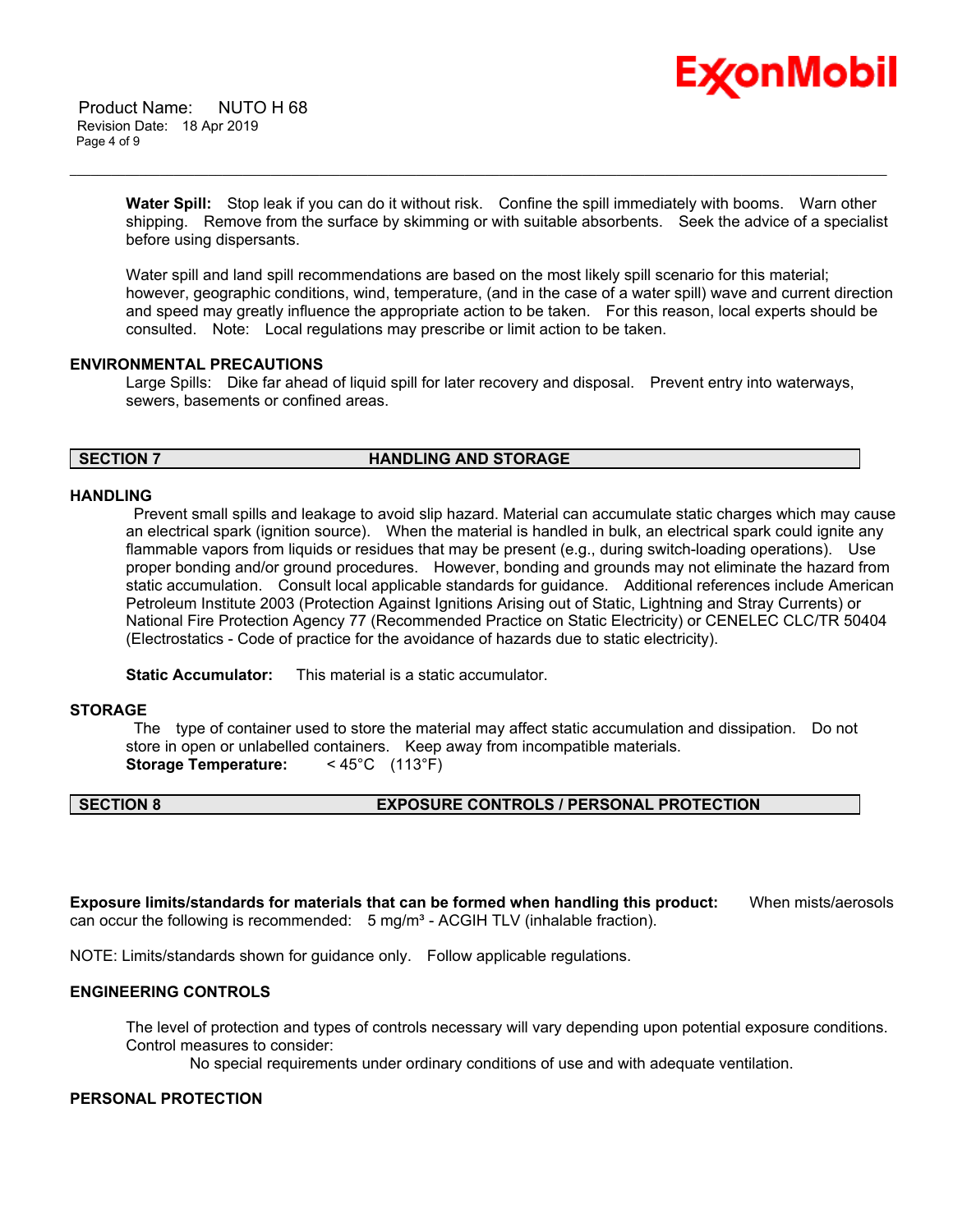**Water Spill:** Stop leak if you can do it without risk. Confine the spill immediately with booms. Warn other shipping. Remove from the surface by skimming or with suitable absorbents. Seek the advice of a specialist before using dispersants.

Water spill and land spill recommendations are based on the most likely spill scenario for this material; however, geographic conditions, wind, temperature, (and in the case of a water spill) wave and current direction and speed may greatly influence the appropriate action to be taken. For this reason, local experts should be consulted. Note: Local regulations may prescribe or limit action to be taken.

### ENVIRONMENTAL PRECAUTIONS

Large Spills: Dike far ahead of liquid spill for later recovery and disposal. Prevent entry into waterways, sewers, basements or confined areas.

## SECTION 7 HANDLING AND STORAGE

### HANDLING

Prevent small spills and leakage to avoid slip hazard. Material can accumulate static charges which may cause an electrical spark (ignition source). When the material is handled in bulk, an electrical spark could ignite any flammable vapors from liquids or residues that may be present (e.g., during switch-loading operations). Use proper bonding and/or ground procedures. However, bonding and grounds may not eliminate the hazard from static accumulation. Consult local applicable standards for guidance. Additional references include American Petroleum Institute 2003 (Protection Against Ignitions Arising out of Static, Lightning and Stray Currents) or National Fire Protection Agency 77 (Recommended Practice on Static Electricity) or CENELEC CLC/TR 50404 (Electrostatics - Code of practice for the avoidance of hazards due to static electricity).

**Static Accumulator:** This material is a static accumulator.

### STORAGE

The type of container used to store the material may affect static accumulation and dissipation. Do not store in open or unlabelled containers. Keep away from incompatible materials.

**Storage Temperature:** < 45°C (113°F)

## SECTION 8 EXPOSURE CONTROLS / PERSONAL PROTECTION

**Exposure limits/standards for materials that can be formed when handling this product:** When mists/aerosols can occur the following is recommended: 5 mg/m³ - ACGIH TLV (inhalable fraction).

NOTE: Limits/standards shown for guidance only. Follow applicable regulations.

### ENGINEERING CONTROLS

The level of protection and types of controls necessary will vary depending upon potential exposure conditions. Control measures to consider:

No special requirements under ordinary conditions of use and with adequate ventilation.

### PERSONAL PROTECTION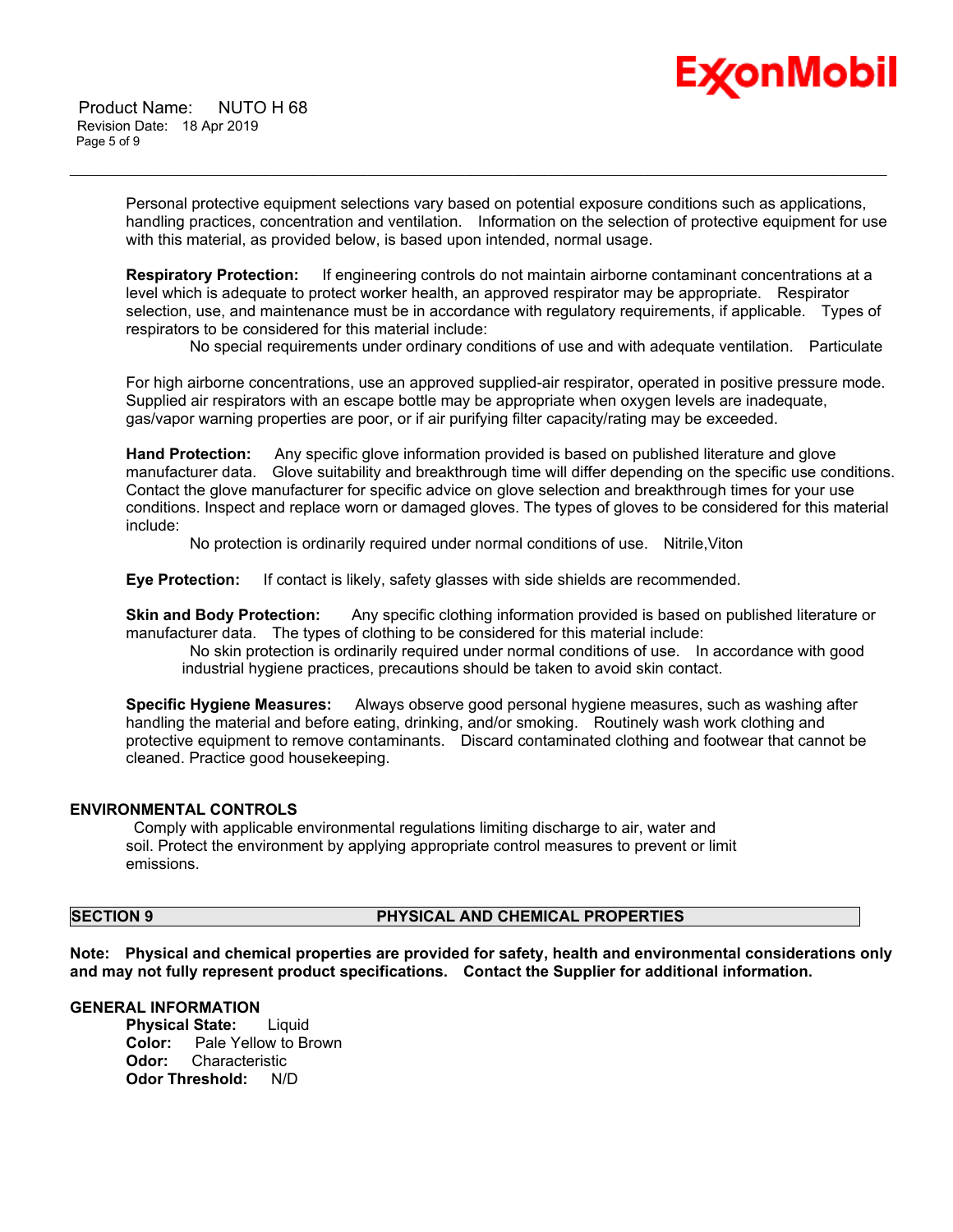Personal protective equipment selections vary based on potential exposure conditions such as applications, handling practices, concentration and ventilation. Information on the selection of protective equipment for use with this material, as provided below, is based upon intended, normal usage.

**Respiratory Protection:** If engineering controls do not maintain airborne contaminant concentrations at a level which is adequate to protect worker health, an approved respirator may be appropriate. Respirator selection, use, and maintenance must be in accordance with regulatory requirements, if applicable. Types of respirators to be considered for this material include:

No special requirements under ordinary conditions of use and with adequate ventilation. Particulate

For high airborne concentrations, use an approved supplied-air respirator, operated in positive pressure mode. Supplied air respirators with an escape bottle may be appropriate when oxygen levels are inadequate, gas/vapor warning properties are poor, or if air purifying filter capacity/rating may be exceeded.

**Hand Protection:** Any specific glove information provided is based on published literature and glove manufacturer data. Glove suitability and breakthrough time will differ depending on the specific use conditions. Contact the glove manufacturer for specific advice on glove selection and breakthrough times for your use conditions. Inspect and replace worn or damaged gloves. The types of gloves to be considered for this material include:

No protection is ordinarily required under normal conditions of use. Nitrile,Viton

**Eye Protection:** If contact is likely, safety glasses with side shields are recommended.

**Skin and Body Protection:** Any specific clothing information provided is based on published literature or manufacturer data. The types of clothing to be considered for this material include:

No skin protection is ordinarily required under normal conditions of use. In accordance with good industrial hygiene practices, precautions should be taken to avoid skin contact.

**Specific Hygiene Measures:** Always observe good personal hygiene measures, such as washing after handling the material and before eating, drinking, and/or smoking. Routinely wash work clothing and protective equipment to remove contaminants. Discard contaminated clothing and footwear that cannot be cleaned. Practice good housekeeping.

### ENVIRONMENTAL CONTROLS

Comply with applicable environmental regulations limiting discharge to air, water and soil. Protect the environment by applying appropriate control measures to prevent or limit emissions.

## SECTION 9 PHYSICAL AND CHEMICAL PROPERTIES

**Note: Physical and chemical properties are provided for safety, health and environmental considerations only and may not fully represent product specifications. Contact the Supplier for additional information.**

### GENERAL INFORMATION

**Physical State:** Liquid
**Color:** Pale Yellow to Brown
**Odor:** Characteristic
**Odor Threshold:** N/D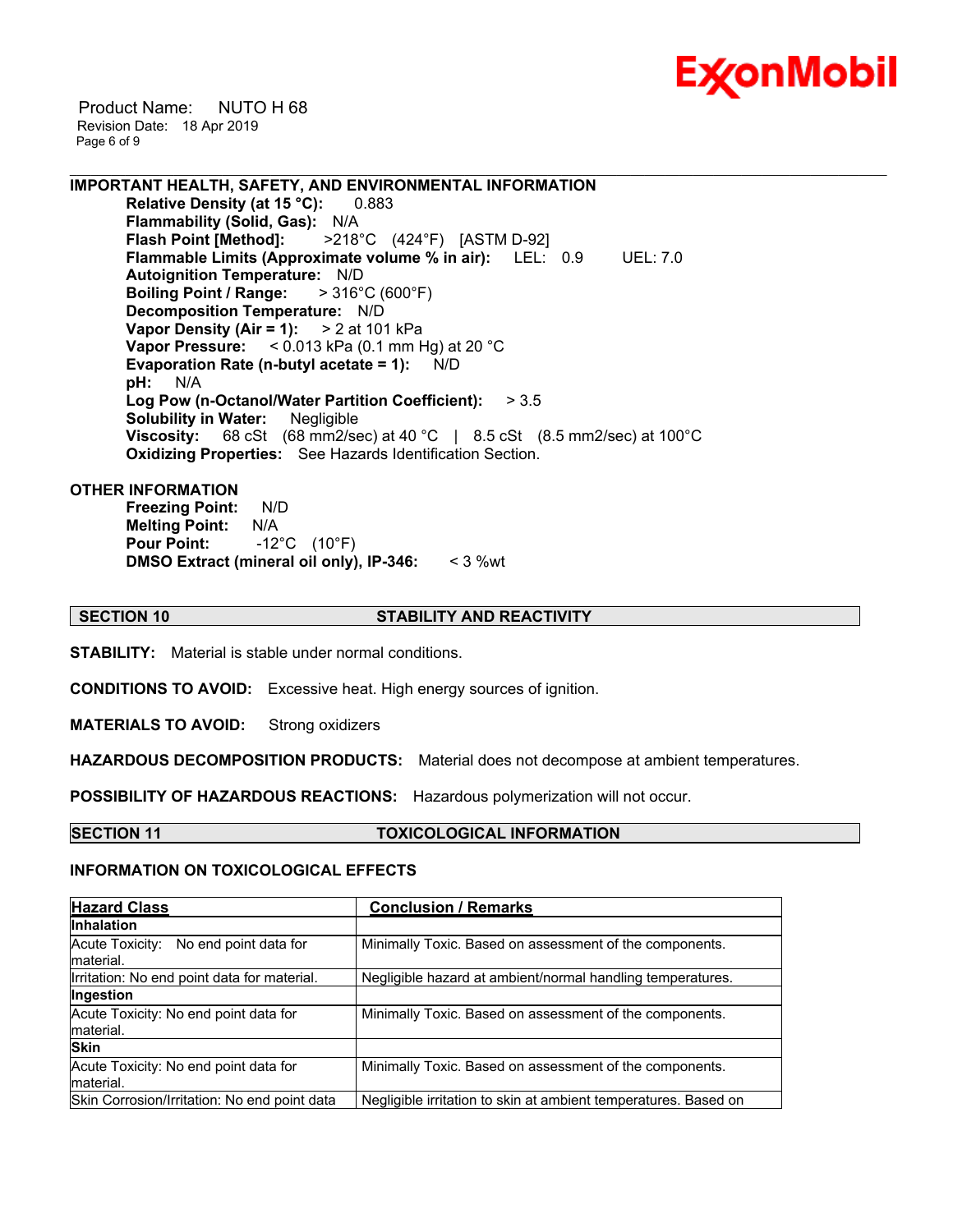**IMPORTANT HEALTH, SAFETY, AND ENVIRONMENTAL INFORMATION**

**Relative Density (at 15 °C):** 0.883
**Flammability (Solid, Gas):** N/A
**Flash Point [Method]:** >218°C (424°F) [ASTM D-92]
**Flammable Limits (Approximate volume % in air):** LEL: 0.9 UEL: 7.0
**Autoignition Temperature:** N/D
**Boiling Point / Range:** > 316°C (600°F)
**Decomposition Temperature:** N/D
**Vapor Density (Air = 1):** > 2 at 101 kPa
**Vapor Pressure:** < 0.013 kPa (0.1 mm Hg) at 20 °C
**Evaporation Rate (n-butyl acetate = 1):** N/D
**pH:** N/A
**Log Pow (n-Octanol/Water Partition Coefficient):** > 3.5
**Solubility in Water:** Negligible
**Viscosity:** 68 cSt (68 mm2/sec) at 40 °C | 8.5 cSt (8.5 mm2/sec) at 100°C
**Oxidizing Properties:** See Hazards Identification Section.

**OTHER INFORMATION**

**Freezing Point:** N/D
**Melting Point:** N/A
**Pour Point:** -12°C (10°F)
**DMSO Extract (mineral oil only), IP-346:** < 3 %wt

## SECTION 10 STABILITY AND REACTIVITY

**STABILITY:** Material is stable under normal conditions.

**CONDITIONS TO AVOID:** Excessive heat. High energy sources of ignition.

**MATERIALS TO AVOID:** Strong oxidizers

**HAZARDOUS DECOMPOSITION PRODUCTS:** Material does not decompose at ambient temperatures.

**POSSIBILITY OF HAZARDOUS REACTIONS:** Hazardous polymerization will not occur.

## SECTION 11 TOXICOLOGICAL INFORMATION

**INFORMATION ON TOXICOLOGICAL EFFECTS**

| Hazard Class | Conclusion / Remarks |
|---|---|
| **Inhalation** | |
| Acute Toxicity: No end point data for material. | Minimally Toxic. Based on assessment of the components. |
| Irritation: No end point data for material. | Negligible hazard at ambient/normal handling temperatures. |
| **Ingestion** | |
| Acute Toxicity: No end point data for material. | Minimally Toxic. Based on assessment of the components. |
| **Skin** | |
| Acute Toxicity: No end point data for material. | Minimally Toxic. Based on assessment of the components. |
| Skin Corrosion/Irritation: No end point data | Negligible irritation to skin at ambient temperatures. Based on |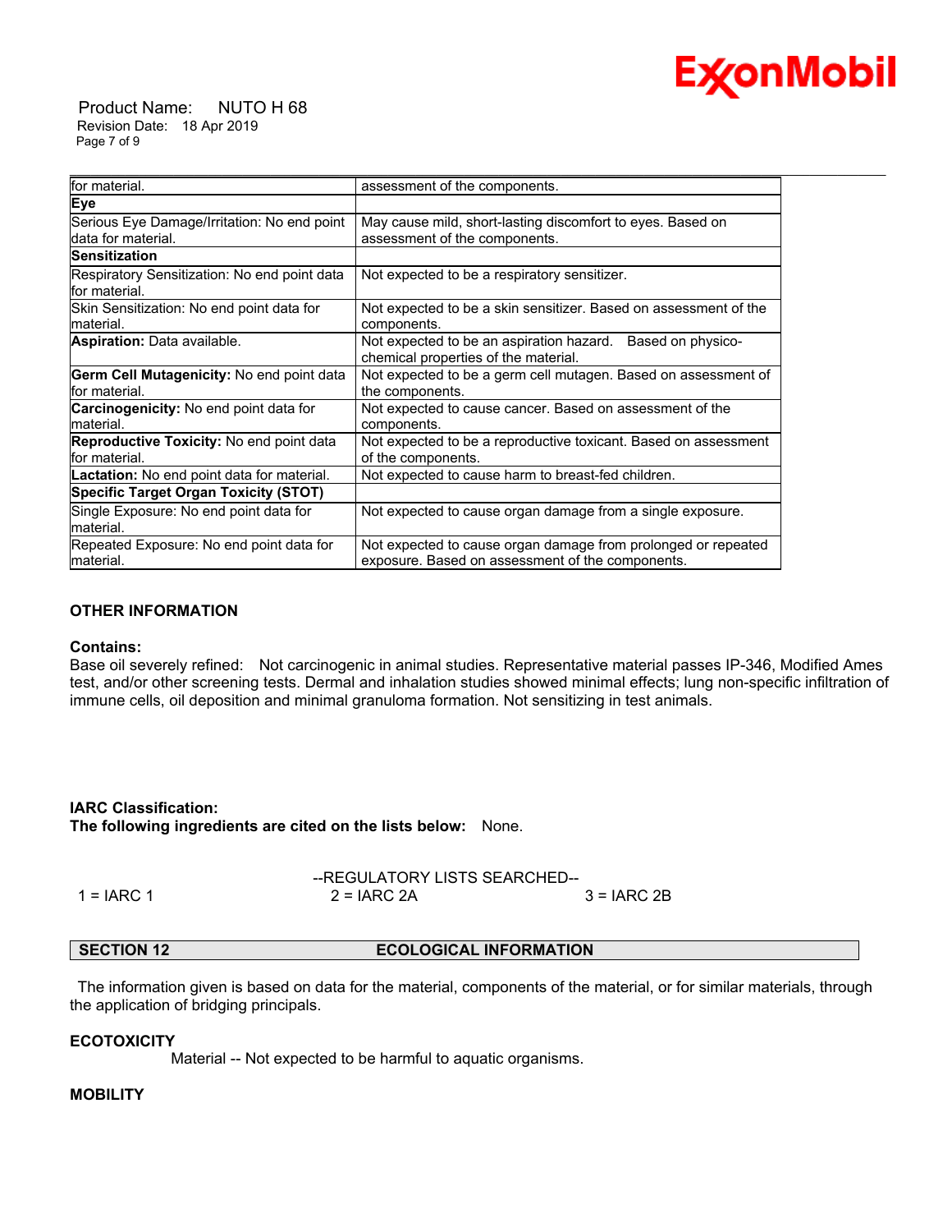| | |
|---|---|
| for material. | assessment of the components. |
| **Eye** | |
| Serious Eye Damage/Irritation: No end point data for material. | May cause mild, short-lasting discomfort to eyes. Based on assessment of the components. |
| **Sensitization** | |
| Respiratory Sensitization: No end point data for material. | Not expected to be a respiratory sensitizer. |
| Skin Sensitization: No end point data for material. | Not expected to be a skin sensitizer. Based on assessment of the components. |
| **Aspiration:** Data available. | Not expected to be an aspiration hazard. Based on physico-chemical properties of the material. |
| **Germ Cell Mutagenicity:** No end point data for material. | Not expected to be a germ cell mutagen. Based on assessment of the components. |
| **Carcinogenicity:** No end point data for material. | Not expected to cause cancer. Based on assessment of the components. |
| **Reproductive Toxicity:** No end point data for material. | Not expected to be a reproductive toxicant. Based on assessment of the components. |
| **Lactation:** No end point data for material. | Not expected to cause harm to breast-fed children. |
| **Specific Target Organ Toxicity (STOT)** | |
| Single Exposure: No end point data for material. | Not expected to cause organ damage from a single exposure. |
| Repeated Exposure: No end point data for material. | Not expected to cause organ damage from prolonged or repeated exposure. Based on assessment of the components. |

**OTHER INFORMATION**

**Contains:**

Base oil severely refined: Not carcinogenic in animal studies. Representative material passes IP-346, Modified Ames test, and/or other screening tests. Dermal and inhalation studies showed minimal effects; lung non-specific infiltration of immune cells, oil deposition and minimal granuloma formation. Not sensitizing in test animals.

**IARC Classification:**

**The following ingredients are cited on the lists below:** None.

--REGULATORY LISTS SEARCHED--

1 = IARC 1 2 = IARC 2A 3 = IARC 2B

## SECTION 12 ECOLOGICAL INFORMATION

The information given is based on data for the material, components of the material, or for similar materials, through the application of bridging principals.

**ECOTOXICITY**

Material -- Not expected to be harmful to aquatic organisms.

**MOBILITY**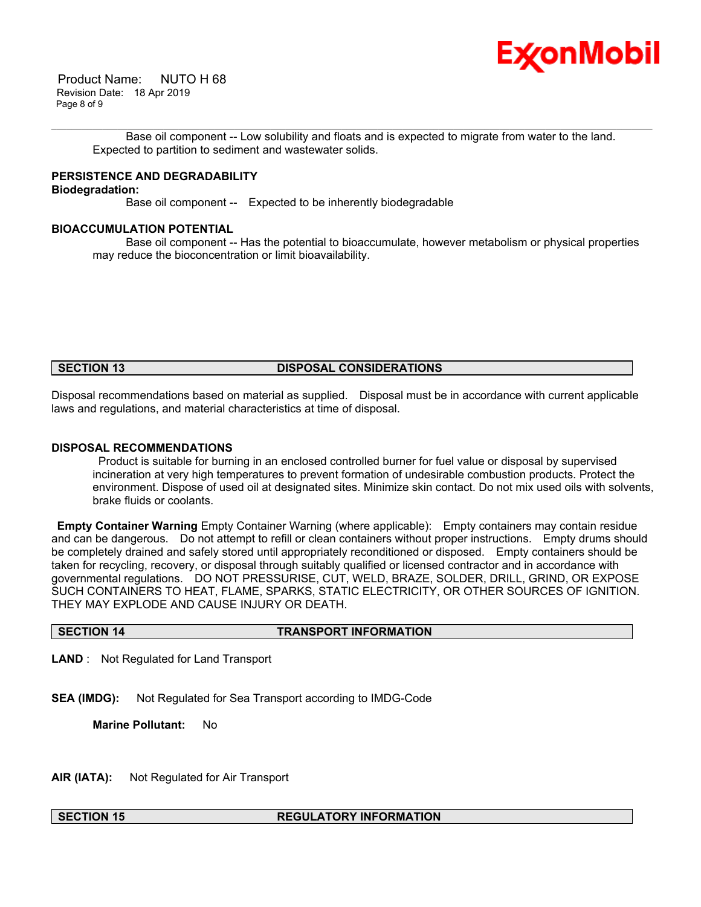Base oil component -- Low solubility and floats and is expected to migrate from water to the land. Expected to partition to sediment and wastewater solids.

**PERSISTENCE AND DEGRADABILITY**

**Biodegradation:**

Base oil component -- Expected to be inherently biodegradable

**BIOACCUMULATION POTENTIAL**

Base oil component -- Has the potential to bioaccumulate, however metabolism or physical properties may reduce the bioconcentration or limit bioavailability.

## SECTION 13 DISPOSAL CONSIDERATIONS

Disposal recommendations based on material as supplied. Disposal must be in accordance with current applicable laws and regulations, and material characteristics at time of disposal.

**DISPOSAL RECOMMENDATIONS**

Product is suitable for burning in an enclosed controlled burner for fuel value or disposal by supervised incineration at very high temperatures to prevent formation of undesirable combustion products. Protect the environment. Dispose of used oil at designated sites. Minimize skin contact. Do not mix used oils with solvents, brake fluids or coolants.

**Empty Container Warning** Empty Container Warning (where applicable): Empty containers may contain residue and can be dangerous. Do not attempt to refill or clean containers without proper instructions. Empty drums should be completely drained and safely stored until appropriately reconditioned or disposed. Empty containers should be taken for recycling, recovery, or disposal through suitably qualified or licensed contractor and in accordance with governmental regulations. DO NOT PRESSURISE, CUT, WELD, BRAZE, SOLDER, DRILL, GRIND, OR EXPOSE SUCH CONTAINERS TO HEAT, FLAME, SPARKS, STATIC ELECTRICITY, OR OTHER SOURCES OF IGNITION. THEY MAY EXPLODE AND CAUSE INJURY OR DEATH.

## SECTION 14 TRANSPORT INFORMATION

**LAND** : Not Regulated for Land Transport

**SEA (IMDG):** Not Regulated for Sea Transport according to IMDG-Code

**Marine Pollutant:** No

**AIR (IATA):** Not Regulated for Air Transport

## SECTION 15 REGULATORY INFORMATION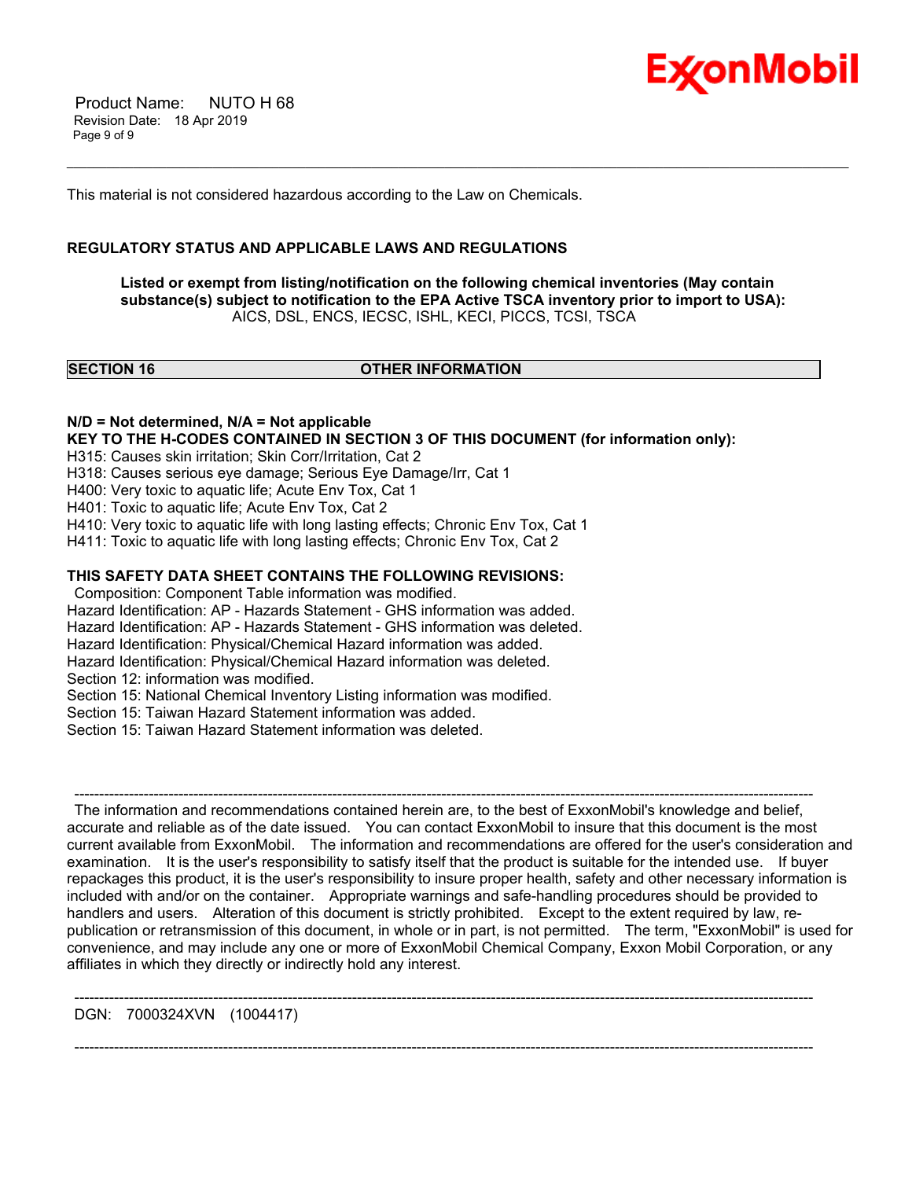This material is not considered hazardous according to the Law on Chemicals.

**REGULATORY STATUS AND APPLICABLE LAWS AND REGULATIONS**

**Listed or exempt from listing/notification on the following chemical inventories (May contain substance(s) subject to notification to the EPA Active TSCA inventory prior to import to USA):**
AICS, DSL, ENCS, IECSC, ISHL, KECI, PICCS, TCSI, TSCA

## SECTION 16 OTHER INFORMATION

**N/D = Not determined, N/A = Not applicable**

**KEY TO THE H-CODES CONTAINED IN SECTION 3 OF THIS DOCUMENT (for information only):**

H315: Causes skin irritation; Skin Corr/Irritation, Cat 2
H318: Causes serious eye damage; Serious Eye Damage/Irr, Cat 1
H400: Very toxic to aquatic life; Acute Env Tox, Cat 1
H401: Toxic to aquatic life; Acute Env Tox, Cat 2
H410: Very toxic to aquatic life with long lasting effects; Chronic Env Tox, Cat 1
H411: Toxic to aquatic life with long lasting effects; Chronic Env Tox, Cat 2

**THIS SAFETY DATA SHEET CONTAINS THE FOLLOWING REVISIONS:**

Composition: Component Table information was modified.
Hazard Identification: AP - Hazards Statement - GHS information was added.
Hazard Identification: AP - Hazards Statement - GHS information was deleted.
Hazard Identification: Physical/Chemical Hazard information was added.
Hazard Identification: Physical/Chemical Hazard information was deleted.
Section 12: information was modified.
Section 15: National Chemical Inventory Listing information was modified.
Section 15: Taiwan Hazard Statement information was added.
Section 15: Taiwan Hazard Statement information was deleted.

-----------------------------------------------------------------------------------------------------------------------------------------------------

The information and recommendations contained herein are, to the best of ExxonMobil's knowledge and belief, accurate and reliable as of the date issued. You can contact ExxonMobil to insure that this document is the most current available from ExxonMobil. The information and recommendations are offered for the user's consideration and examination. It is the user's responsibility to satisfy itself that the product is suitable for the intended use. If buyer repackages this product, it is the user's responsibility to insure proper health, safety and other necessary information is included with and/or on the container. Appropriate warnings and safe-handling procedures should be provided to handlers and users. Alteration of this document is strictly prohibited. Except to the extent required by law, re-publication or retransmission of this document, in whole or in part, is not permitted. The term, "ExxonMobil" is used for convenience, and may include any one or more of ExxonMobil Chemical Company, Exxon Mobil Corporation, or any affiliates in which they directly or indirectly hold any interest.

-----------------------------------------------------------------------------------------------------------------------------------------------------

DGN: 7000324XVN (1004417)

-----------------------------------------------------------------------------------------------------------------------------------------------------